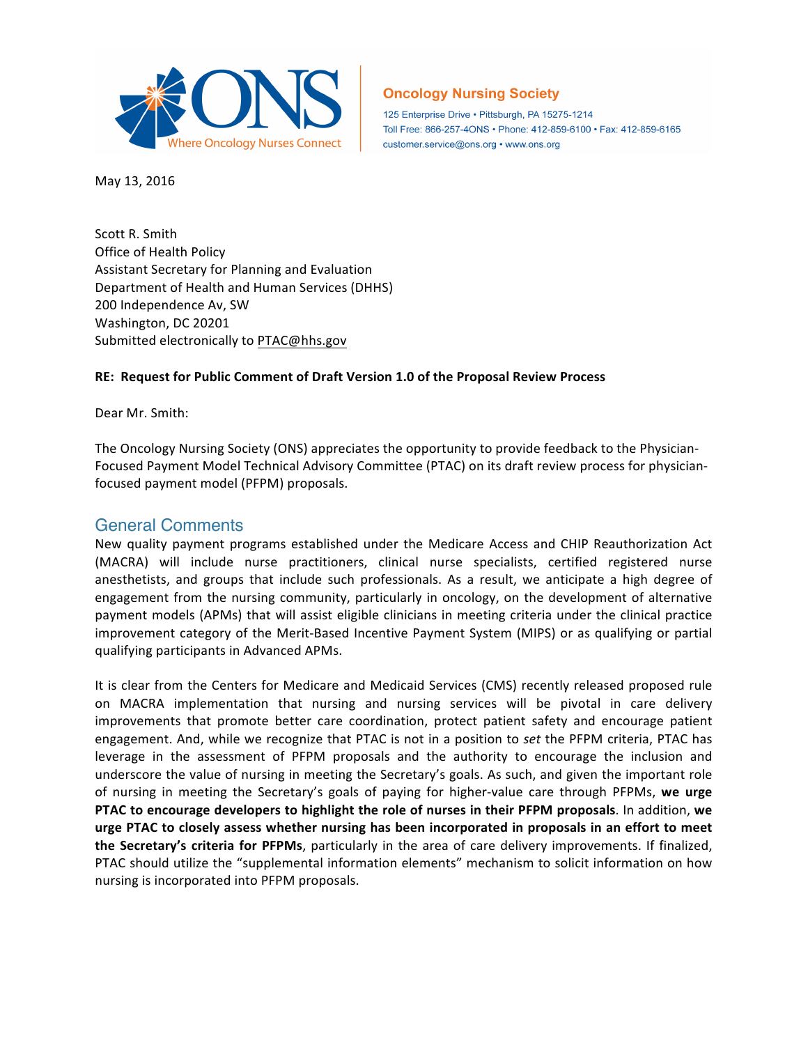ONS Where Oncology Nurses Connect

**Oncology Nursing Society**
125 Enterprise Drive • Pittsburgh, PA 15275-1214
Toll Free: 866-257-4ONS • Phone: 412-859-6100 • Fax: 412-859-6165
customer.service@ons.org • www.ons.org

May 13, 2016

Scott R. Smith
Office of Health Policy
Assistant Secretary for Planning and Evaluation
Department of Health and Human Services (DHHS)
200 Independence Av, SW
Washington, DC 20201
Submitted electronically to PTAC@hhs.gov

**RE: Request for Public Comment of Draft Version 1.0 of the Proposal Review Process**

Dear Mr. Smith:

The Oncology Nursing Society (ONS) appreciates the opportunity to provide feedback to the Physician-Focused Payment Model Technical Advisory Committee (PTAC) on its draft review process for physician-focused payment model (PFPM) proposals.

## General Comments

New quality payment programs established under the Medicare Access and CHIP Reauthorization Act (MACRA) will include nurse practitioners, clinical nurse specialists, certified registered nurse anesthetists, and groups that include such professionals. As a result, we anticipate a high degree of engagement from the nursing community, particularly in oncology, on the development of alternative payment models (APMs) that will assist eligible clinicians in meeting criteria under the clinical practice improvement category of the Merit-Based Incentive Payment System (MIPS) or as qualifying or partial qualifying participants in Advanced APMs.

It is clear from the Centers for Medicare and Medicaid Services (CMS) recently released proposed rule on MACRA implementation that nursing and nursing services will be pivotal in care delivery improvements that promote better care coordination, protect patient safety and encourage patient engagement. And, while we recognize that PTAC is not in a position to *set* the PFPM criteria, PTAC has leverage in the assessment of PFPM proposals and the authority to encourage the inclusion and underscore the value of nursing in meeting the Secretary's goals. As such, and given the important role of nursing in meeting the Secretary's goals of paying for higher-value care through PFPMs, **we urge PTAC to encourage developers to highlight the role of nurses in their PFPM proposals**. In addition, **we urge PTAC to closely assess whether nursing has been incorporated in proposals in an effort to meet the Secretary's criteria for PFPMs**, particularly in the area of care delivery improvements. If finalized, PTAC should utilize the "supplemental information elements" mechanism to solicit information on how nursing is incorporated into PFPM proposals.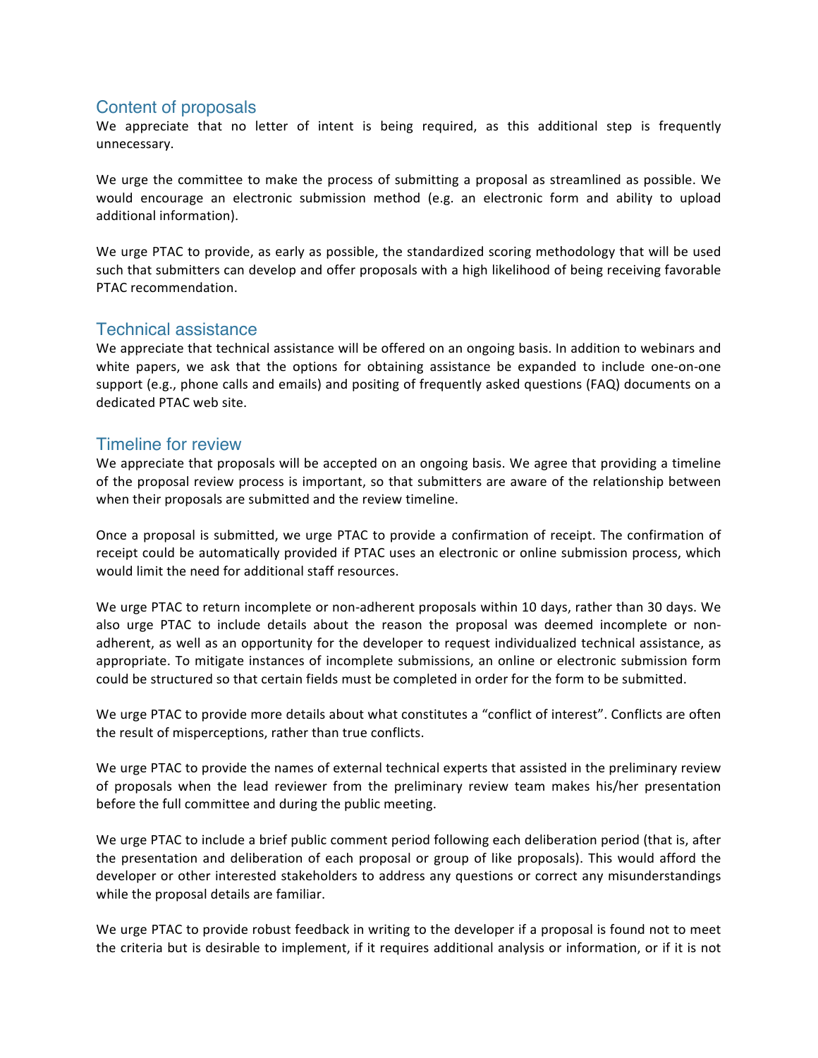## Content of proposals

We appreciate that no letter of intent is being required, as this additional step is frequently unnecessary.

We urge the committee to make the process of submitting a proposal as streamlined as possible. We would encourage an electronic submission method (e.g. an electronic form and ability to upload additional information).

We urge PTAC to provide, as early as possible, the standardized scoring methodology that will be used such that submitters can develop and offer proposals with a high likelihood of being receiving favorable PTAC recommendation.

## Technical assistance

We appreciate that technical assistance will be offered on an ongoing basis. In addition to webinars and white papers, we ask that the options for obtaining assistance be expanded to include one-on-one support (e.g., phone calls and emails) and positing of frequently asked questions (FAQ) documents on a dedicated PTAC web site.

## Timeline for review

We appreciate that proposals will be accepted on an ongoing basis. We agree that providing a timeline of the proposal review process is important, so that submitters are aware of the relationship between when their proposals are submitted and the review timeline.

Once a proposal is submitted, we urge PTAC to provide a confirmation of receipt. The confirmation of receipt could be automatically provided if PTAC uses an electronic or online submission process, which would limit the need for additional staff resources.

We urge PTAC to return incomplete or non-adherent proposals within 10 days, rather than 30 days. We also urge PTAC to include details about the reason the proposal was deemed incomplete or non-adherent, as well as an opportunity for the developer to request individualized technical assistance, as appropriate. To mitigate instances of incomplete submissions, an online or electronic submission form could be structured so that certain fields must be completed in order for the form to be submitted.

We urge PTAC to provide more details about what constitutes a "conflict of interest". Conflicts are often the result of misperceptions, rather than true conflicts.

We urge PTAC to provide the names of external technical experts that assisted in the preliminary review of proposals when the lead reviewer from the preliminary review team makes his/her presentation before the full committee and during the public meeting.

We urge PTAC to include a brief public comment period following each deliberation period (that is, after the presentation and deliberation of each proposal or group of like proposals). This would afford the developer or other interested stakeholders to address any questions or correct any misunderstandings while the proposal details are familiar.

We urge PTAC to provide robust feedback in writing to the developer if a proposal is found not to meet the criteria but is desirable to implement, if it requires additional analysis or information, or if it is not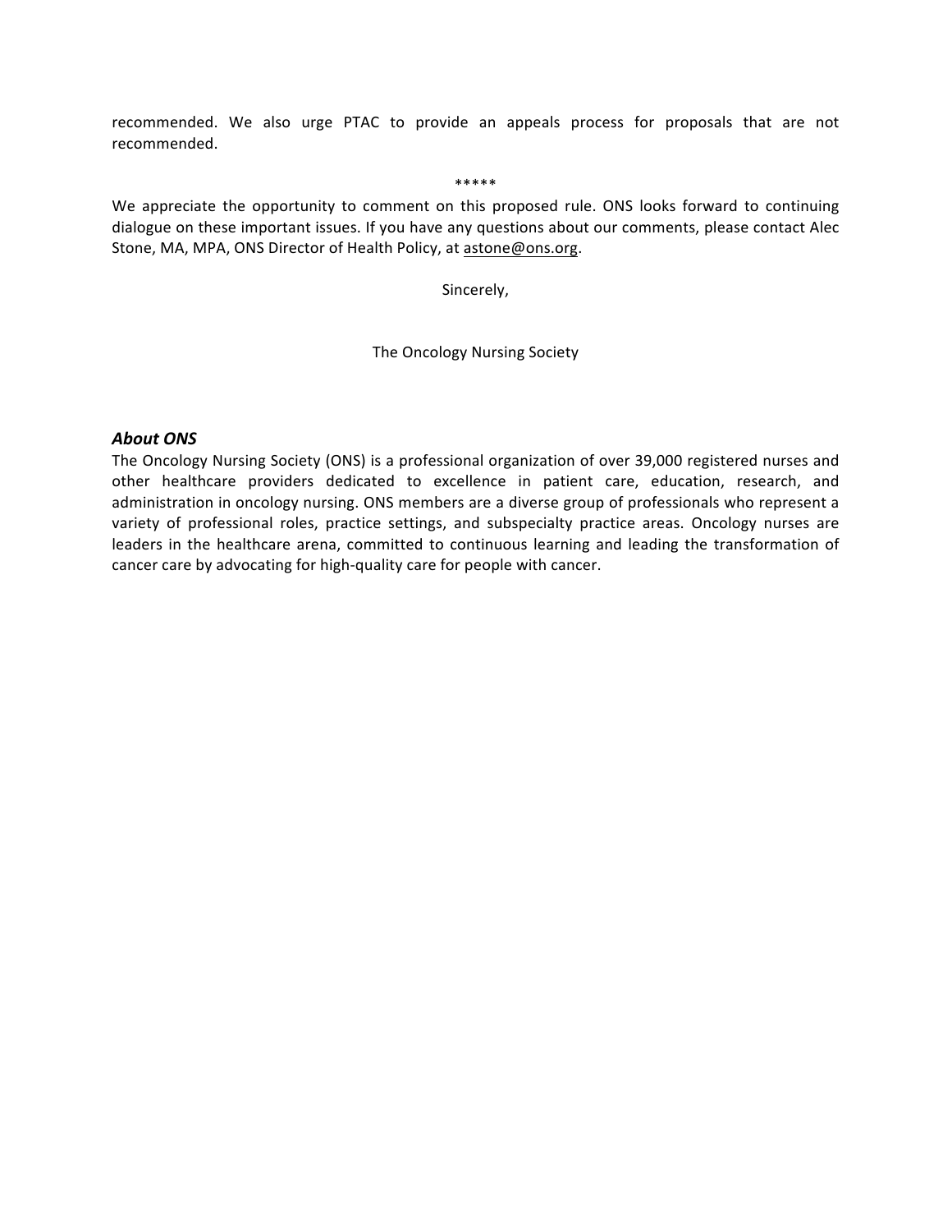recommended. We also urge PTAC to provide an appeals process for proposals that are not recommended.

*****

We appreciate the opportunity to comment on this proposed rule. ONS looks forward to continuing dialogue on these important issues. If you have any questions about our comments, please contact Alec Stone, MA, MPA, ONS Director of Health Policy, at astone@ons.org.

Sincerely,

The Oncology Nursing Society

### *About ONS*

The Oncology Nursing Society (ONS) is a professional organization of over 39,000 registered nurses and other healthcare providers dedicated to excellence in patient care, education, research, and administration in oncology nursing. ONS members are a diverse group of professionals who represent a variety of professional roles, practice settings, and subspecialty practice areas. Oncology nurses are leaders in the healthcare arena, committed to continuous learning and leading the transformation of cancer care by advocating for high-quality care for people with cancer.